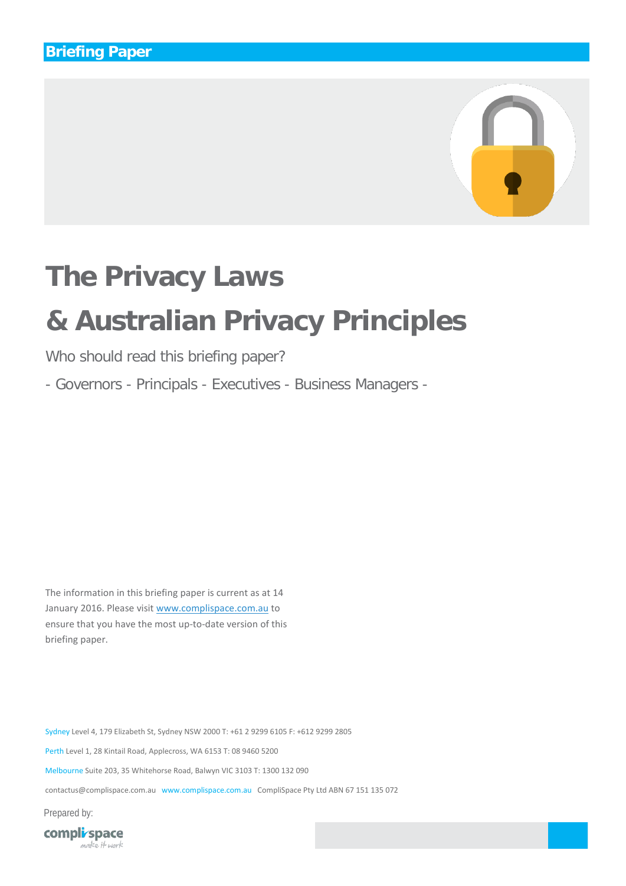Briefing Paper

# The Privacy Laws & Australian Privacy Principles

Who should read this briefing paper?

- Governors - Principals - Executives - Business Managers -

The information in this briefing paper is current as at 14 January 2016. Please visit www.complispace.com.au to ensure that you have the most up-to-date version of this briefing paper.

Sydney Level 4, 179 Elizabeth St, Sydney NSW 2000 T: +61 2 9299 6105 F: +612 9299 2805

Perth Level 1, 28 Kintail Road, Applecross, WA 6153 T: 08 9460 5200

Melbourne Suite 203, 35 Whitehorse Road, Balwyn VIC 3103 T: 1300 132 090

contactus@complispace.com.au www.complispace.com.au CompliSpace Pty Ltd ABN 67 151 135 072

Prepared by:

complispace
make it work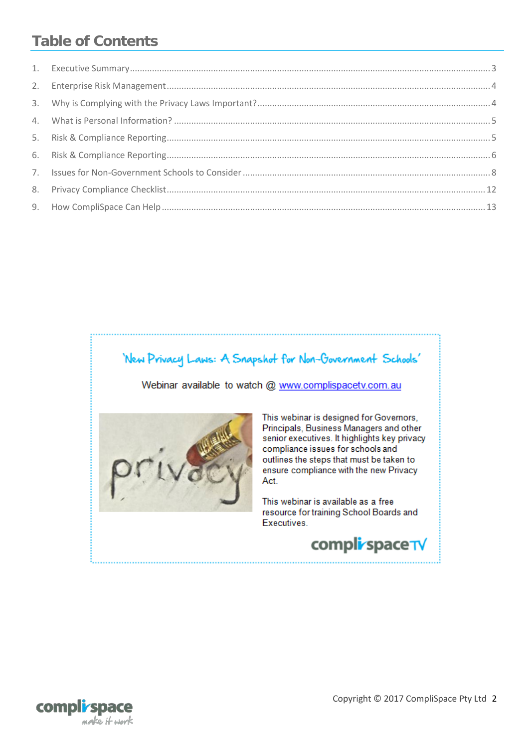# Table of Contents

1. Executive Summary ........ 3
2. Enterprise Risk Management ........ 4
3. Why is Complying with the Privacy Laws Important? ........ 4
4. What is Personal Information? ........ 5
5. Risk & Compliance Reporting ........ 5
6. Risk & Compliance Reporting ........ 6
7. Issues for Non-Government Schools to Consider ........ 8
8. Privacy Compliance Checklist ........ 12
9. How CompliSpace Can Help ........ 13

'New Privacy Laws: A Snapshot for Non-Government Schools'

Webinar available to watch @ www.complispacetv.com.au

This webinar is designed for Governors, Principals, Business Managers and other senior executives. It highlights key privacy compliance issues for schools and outlines the steps that must be taken to ensure compliance with the new Privacy Act.

This webinar is available as a free resource for training School Boards and Executives.

complispaceTV

Copyright © 2017 CompliSpace Pty Ltd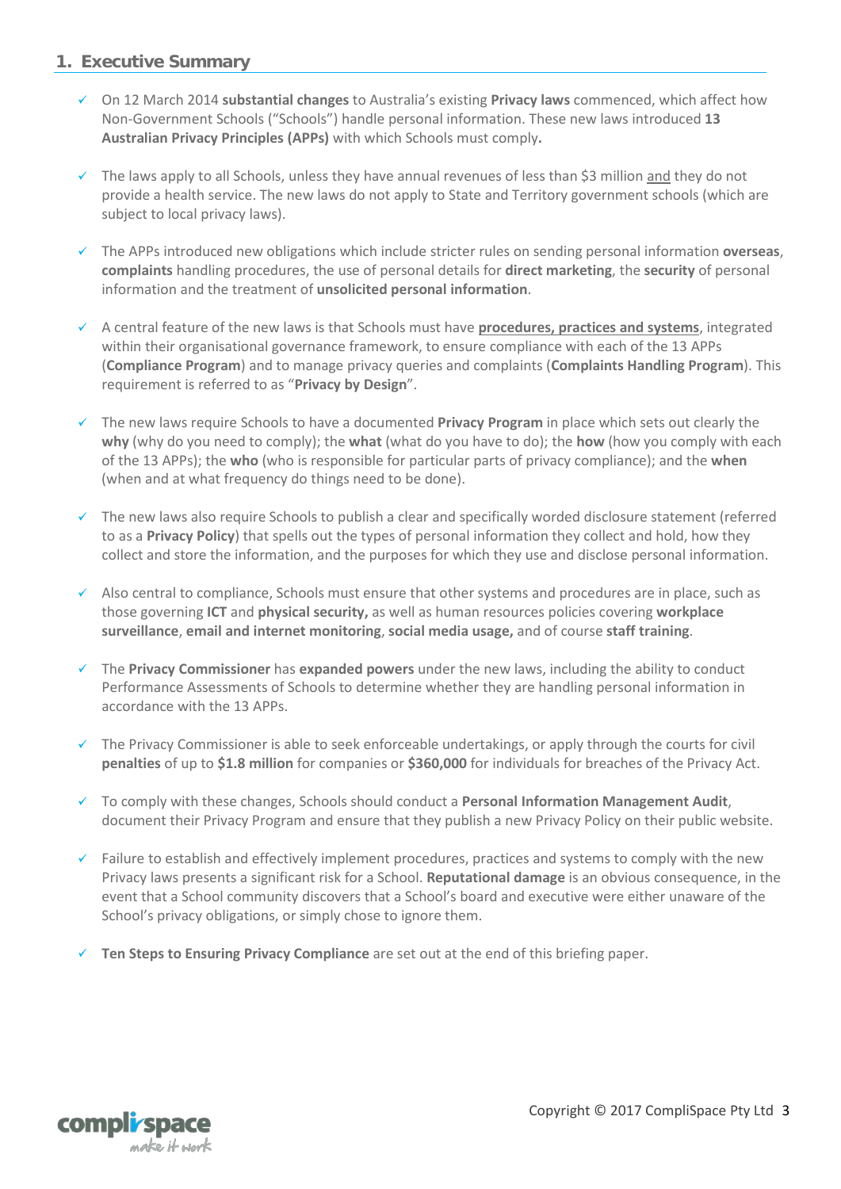## 1. Executive Summary

- On 12 March 2014 **substantial changes** to Australia's existing **Privacy laws** commenced, which affect how Non-Government Schools ("Schools") handle personal information. These new laws introduced **13 Australian Privacy Principles (APPs)** with which Schools must comply**.**

- The laws apply to all Schools, unless they have annual revenues of less than $3 million and they do not provide a health service. The new laws do not apply to State and Territory government schools (which are subject to local privacy laws).

- The APPs introduced new obligations which include stricter rules on sending personal information **overseas**, **complaints** handling procedures, the use of personal details for **direct marketing**, the **security** of personal information and the treatment of **unsolicited personal information**.

- A central feature of the new laws is that Schools must have **procedures, practices and systems**, integrated within their organisational governance framework, to ensure compliance with each of the 13 APPs (**Compliance Program**) and to manage privacy queries and complaints (**Complaints Handling Program**). This requirement is referred to as "**Privacy by Design**".

- The new laws require Schools to have a documented **Privacy Program** in place which sets out clearly the **why** (why do you need to comply); the **what** (what do you have to do); the **how** (how you comply with each of the 13 APPs); the **who** (who is responsible for particular parts of privacy compliance); and the **when** (when and at what frequency do things need to be done).

- The new laws also require Schools to publish a clear and specifically worded disclosure statement (referred to as a **Privacy Policy**) that spells out the types of personal information they collect and hold, how they collect and store the information, and the purposes for which they use and disclose personal information.

- Also central to compliance, Schools must ensure that other systems and procedures are in place, such as those governing **ICT** and **physical security,** as well as human resources policies covering **workplace surveillance**, **email and internet monitoring**, **social media usage,** and of course **staff training**.

- The **Privacy Commissioner** has **expanded powers** under the new laws, including the ability to conduct Performance Assessments of Schools to determine whether they are handling personal information in accordance with the 13 APPs.

- The Privacy Commissioner is able to seek enforceable undertakings, or apply through the courts for civil **penalties** of up to **$1.8 million** for companies or **$360,000** for individuals for breaches of the Privacy Act.

- To comply with these changes, Schools should conduct a **Personal Information Management Audit**, document their Privacy Program and ensure that they publish a new Privacy Policy on their public website.

- Failure to establish and effectively implement procedures, practices and systems to comply with the new Privacy laws presents a significant risk for a School. **Reputational damage** is an obvious consequence, in the event that a School community discovers that a School's board and executive were either unaware of the School's privacy obligations, or simply chose to ignore them.

- **Ten Steps to Ensuring Privacy Compliance** are set out at the end of this briefing paper.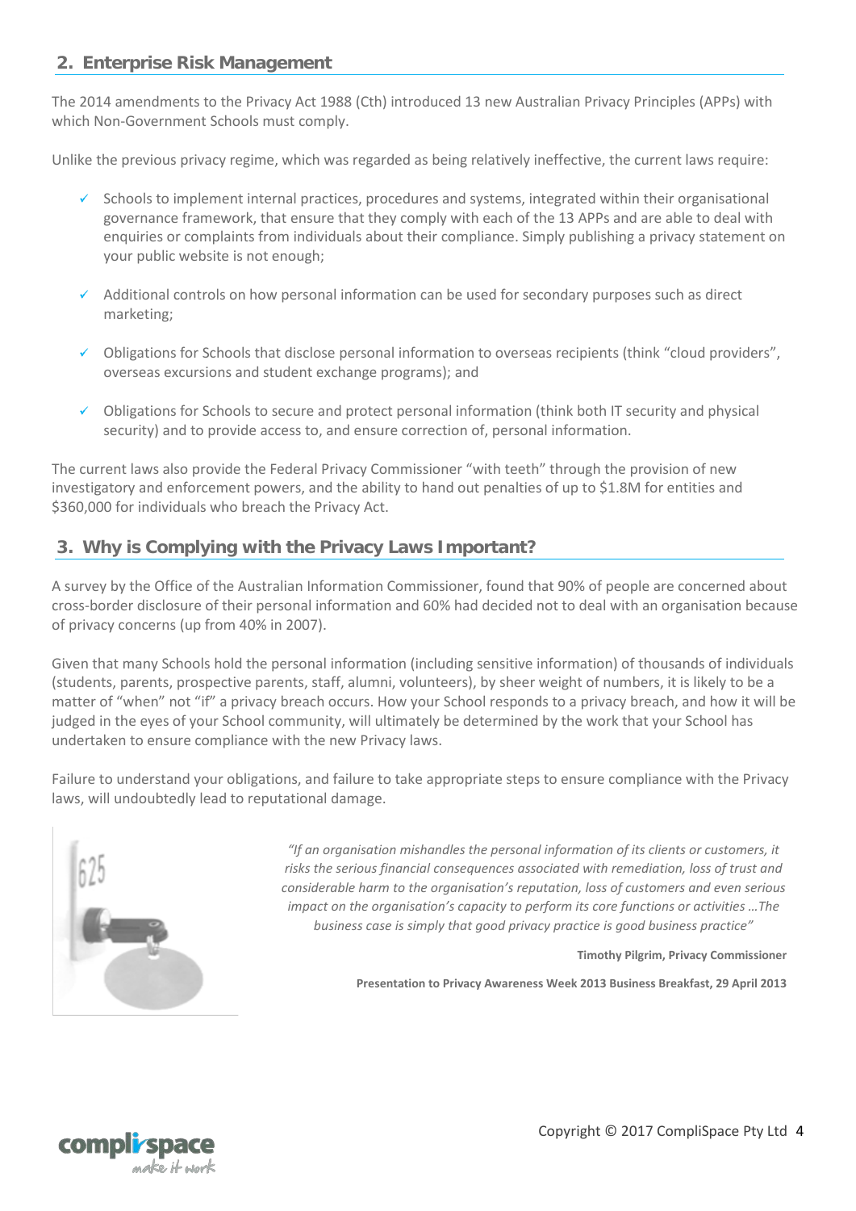## 2. Enterprise Risk Management

The 2014 amendments to the Privacy Act 1988 (Cth) introduced 13 new Australian Privacy Principles (APPs) with which Non-Government Schools must comply.

Unlike the previous privacy regime, which was regarded as being relatively ineffective, the current laws require:

- ✓ Schools to implement internal practices, procedures and systems, integrated within their organisational governance framework, that ensure that they comply with each of the 13 APPs and are able to deal with enquiries or complaints from individuals about their compliance. Simply publishing a privacy statement on your public website is not enough;
- ✓ Additional controls on how personal information can be used for secondary purposes such as direct marketing;
- ✓ Obligations for Schools that disclose personal information to overseas recipients (think "cloud providers", overseas excursions and student exchange programs); and
- ✓ Obligations for Schools to secure and protect personal information (think both IT security and physical security) and to provide access to, and ensure correction of, personal information.

The current laws also provide the Federal Privacy Commissioner "with teeth" through the provision of new investigatory and enforcement powers, and the ability to hand out penalties of up to $1.8M for entities and $360,000 for individuals who breach the Privacy Act.

## 3. Why is Complying with the Privacy Laws Important?

A survey by the Office of the Australian Information Commissioner, found that 90% of people are concerned about cross-border disclosure of their personal information and 60% had decided not to deal with an organisation because of privacy concerns (up from 40% in 2007).

Given that many Schools hold the personal information (including sensitive information) of thousands of individuals (students, parents, prospective parents, staff, alumni, volunteers), by sheer weight of numbers, it is likely to be a matter of "when" not "if" a privacy breach occurs. How your School responds to a privacy breach, and how it will be judged in the eyes of your School community, will ultimately be determined by the work that your School has undertaken to ensure compliance with the new Privacy laws.

Failure to understand your obligations, and failure to take appropriate steps to ensure compliance with the Privacy laws, will undoubtedly lead to reputational damage.

*"If an organisation mishandles the personal information of its clients or customers, it risks the serious financial consequences associated with remediation, loss of trust and considerable harm to the organisation's reputation, loss of customers and even serious impact on the organisation's capacity to perform its core functions or activities …The business case is simply that good privacy practice is good business practice"*

**Timothy Pilgrim, Privacy Commissioner**

**Presentation to Privacy Awareness Week 2013 Business Breakfast, 29 April 2013**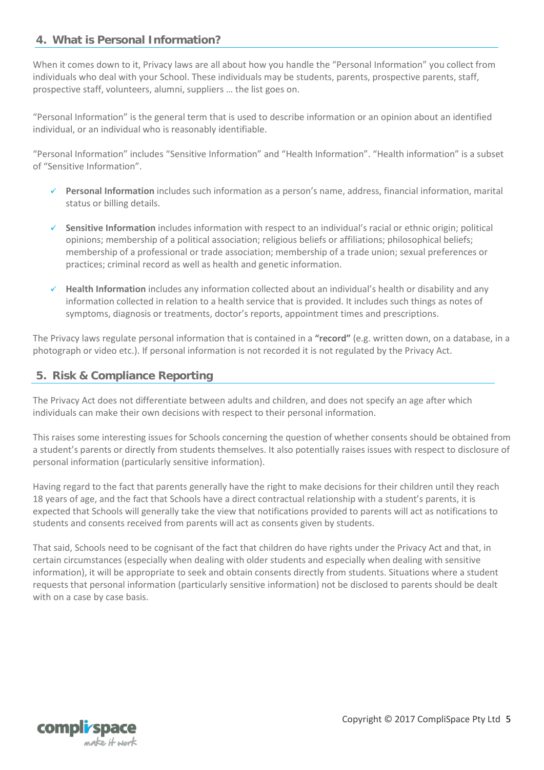## 4. What is Personal Information?

When it comes down to it, Privacy laws are all about how you handle the "Personal Information" you collect from individuals who deal with your School. These individuals may be students, parents, prospective parents, staff, prospective staff, volunteers, alumni, suppliers … the list goes on.

"Personal Information" is the general term that is used to describe information or an opinion about an identified individual, or an individual who is reasonably identifiable.

"Personal Information" includes "Sensitive Information" and "Health Information". "Health information" is a subset of "Sensitive Information".

- ✓ **Personal Information** includes such information as a person's name, address, financial information, marital status or billing details.
- ✓ **Sensitive Information** includes information with respect to an individual's racial or ethnic origin; political opinions; membership of a political association; religious beliefs or affiliations; philosophical beliefs; membership of a professional or trade association; membership of a trade union; sexual preferences or practices; criminal record as well as health and genetic information.
- ✓ **Health Information** includes any information collected about an individual's health or disability and any information collected in relation to a health service that is provided. It includes such things as notes of symptoms, diagnosis or treatments, doctor's reports, appointment times and prescriptions.

The Privacy laws regulate personal information that is contained in a **"record"** (e.g. written down, on a database, in a photograph or video etc.). If personal information is not recorded it is not regulated by the Privacy Act.

## 5. Risk & Compliance Reporting

The Privacy Act does not differentiate between adults and children, and does not specify an age after which individuals can make their own decisions with respect to their personal information.

This raises some interesting issues for Schools concerning the question of whether consents should be obtained from a student's parents or directly from students themselves. It also potentially raises issues with respect to disclosure of personal information (particularly sensitive information).

Having regard to the fact that parents generally have the right to make decisions for their children until they reach 18 years of age, and the fact that Schools have a direct contractual relationship with a student's parents, it is expected that Schools will generally take the view that notifications provided to parents will act as notifications to students and consents received from parents will act as consents given by students.

That said, Schools need to be cognisant of the fact that children do have rights under the Privacy Act and that, in certain circumstances (especially when dealing with older students and especially when dealing with sensitive information), it will be appropriate to seek and obtain consents directly from students. Situations where a student requests that personal information (particularly sensitive information) not be disclosed to parents should be dealt with on a case by case basis.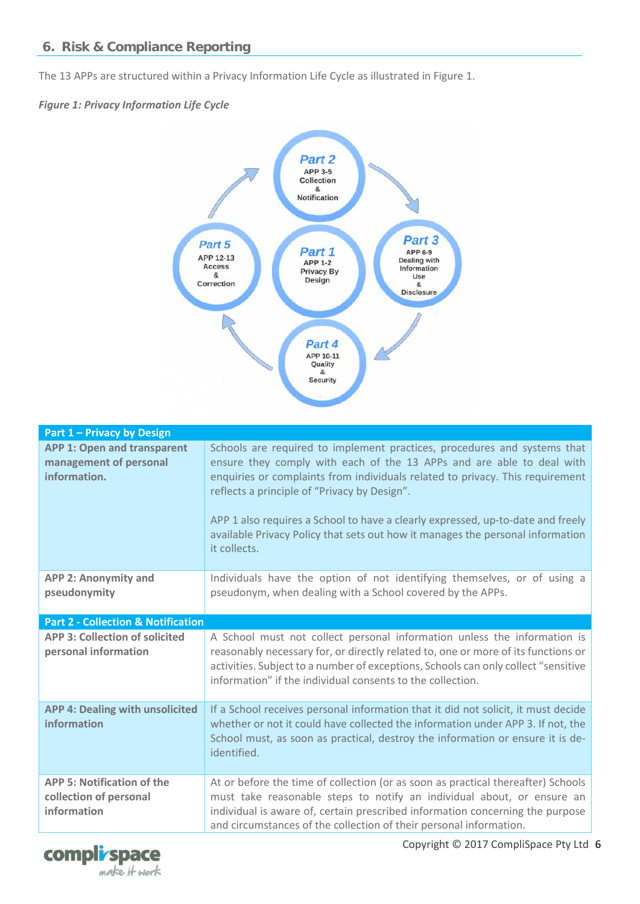## 6. Risk & Compliance Reporting

The 13 APPs are structured within a Privacy Information Life Cycle as illustrated in Figure 1.

*Figure 1: Privacy Information Life Cycle*

| Part 1 – Privacy by Design | |
|---|---|
| **APP 1: Open and transparent management of personal information.** | Schools are required to implement practices, procedures and systems that ensure they comply with each of the 13 APPs and are able to deal with enquiries or complaints from individuals related to privacy. This requirement reflects a principle of "Privacy by Design".<br><br>APP 1 also requires a School to have a clearly expressed, up-to-date and freely available Privacy Policy that sets out how it manages the personal information it collects. |
| **APP 2: Anonymity and pseudonymity** | Individuals have the option of not identifying themselves, or of using a pseudonym, when dealing with a School covered by the APPs. |
| **Part 2 - Collection & Notification** | |
| **APP 3: Collection of solicited personal information** | A School must not collect personal information unless the information is reasonably necessary for, or directly related to, one or more of its functions or activities. Subject to a number of exceptions, Schools can only collect "sensitive information" if the individual consents to the collection. |
| **APP 4: Dealing with unsolicited information** | If a School receives personal information that it did not solicit, it must decide whether or not it could have collected the information under APP 3. If not, the School must, as soon as practical, destroy the information or ensure it is de-identified. |
| **APP 5: Notification of the collection of personal information** | At or before the time of collection (or as soon as practical thereafter) Schools must take reasonable steps to notify an individual about, or ensure an individual is aware of, certain prescribed information concerning the purpose and circumstances of the collection of their personal information. |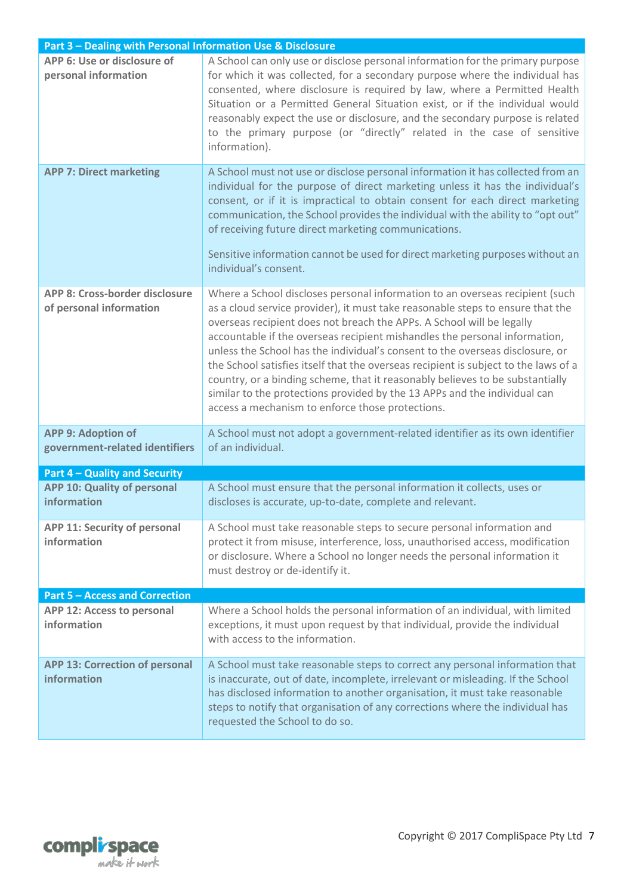| Part 3 – Dealing with Personal Information Use & Disclosure | |
|---|---|
| **APP 6: Use or disclosure of personal information** | A School can only use or disclose personal information for the primary purpose for which it was collected, for a secondary purpose where the individual has consented, where disclosure is required by law, where a Permitted Health Situation or a Permitted General Situation exist, or if the individual would reasonably expect the use or disclosure, and the secondary purpose is related to the primary purpose (or "directly" related in the case of sensitive information). |
| **APP 7: Direct marketing** | A School must not use or disclose personal information it has collected from an individual for the purpose of direct marketing unless it has the individual's consent, or if it is impractical to obtain consent for each direct marketing communication, the School provides the individual with the ability to "opt out" of receiving future direct marketing communications.<br><br>Sensitive information cannot be used for direct marketing purposes without an individual's consent. |
| **APP 8: Cross-border disclosure of personal information** | Where a School discloses personal information to an overseas recipient (such as a cloud service provider), it must take reasonable steps to ensure that the overseas recipient does not breach the APPs. A School will be legally accountable if the overseas recipient mishandles the personal information, unless the School has the individual's consent to the overseas disclosure, or the School satisfies itself that the overseas recipient is subject to the laws of a country, or a binding scheme, that it reasonably believes to be substantially similar to the protections provided by the 13 APPs and the individual can access a mechanism to enforce those protections. |
| **APP 9: Adoption of government-related identifiers** | A School must not adopt a government-related identifier as its own identifier of an individual. |
| **Part 4 – Quality and Security** | |
| **APP 10: Quality of personal information** | A School must ensure that the personal information it collects, uses or discloses is accurate, up-to-date, complete and relevant. |
| **APP 11: Security of personal information** | A School must take reasonable steps to secure personal information and protect it from misuse, interference, loss, unauthorised access, modification or disclosure. Where a School no longer needs the personal information it must destroy or de-identify it. |
| **Part 5 – Access and Correction** | |
| **APP 12: Access to personal information** | Where a School holds the personal information of an individual, with limited exceptions, it must upon request by that individual, provide the individual with access to the information. |
| **APP 13: Correction of personal information** | A School must take reasonable steps to correct any personal information that is inaccurate, out of date, incomplete, irrelevant or misleading. If the School has disclosed information to another organisation, it must take reasonable steps to notify that organisation of any corrections where the individual has requested the School to do so. |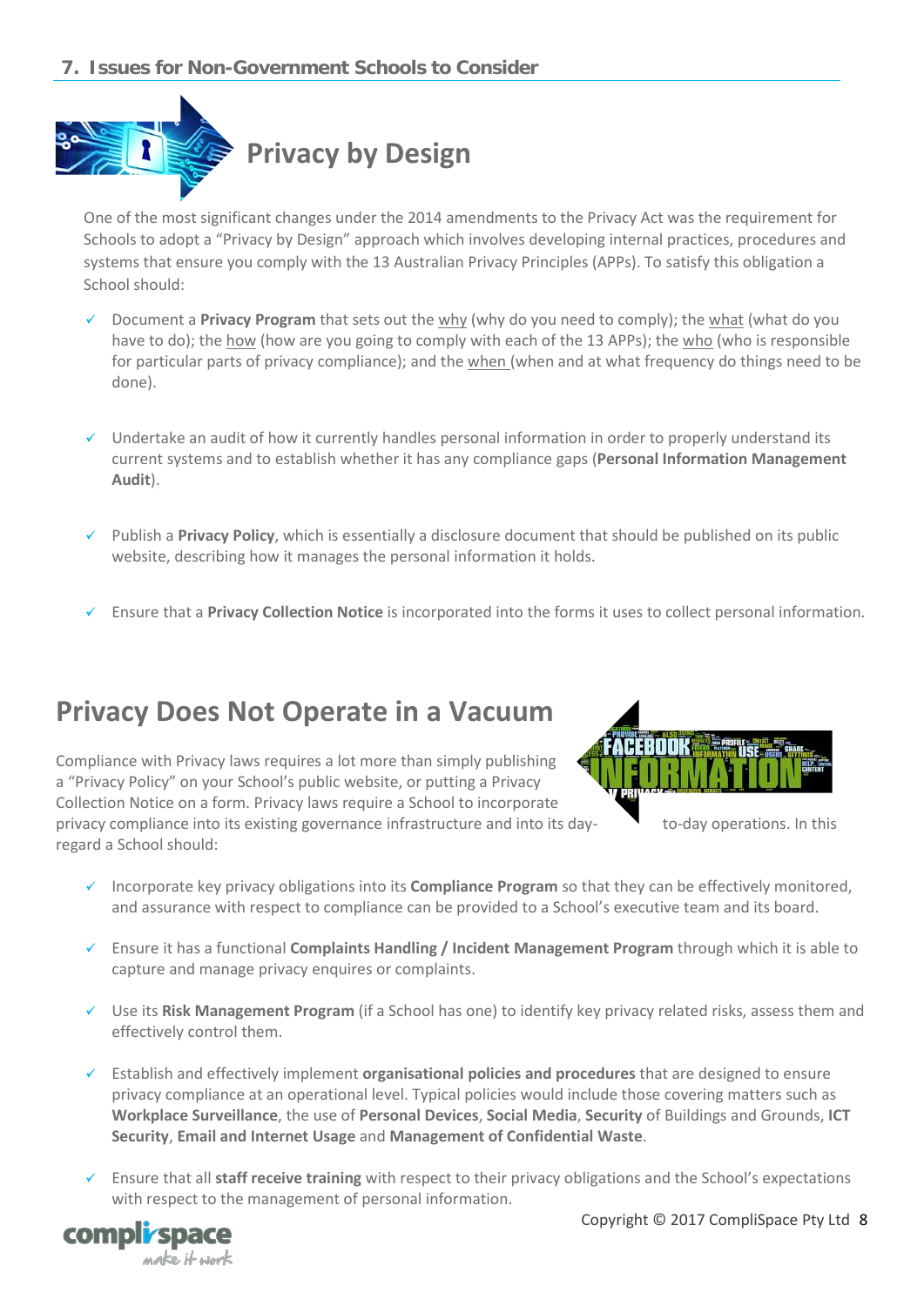## 7. Issues for Non-Government Schools to Consider

## Privacy by Design

One of the most significant changes under the 2014 amendments to the Privacy Act was the requirement for Schools to adopt a "Privacy by Design" approach which involves developing internal practices, procedures and systems that ensure you comply with the 13 Australian Privacy Principles (APPs). To satisfy this obligation a School should:

- ✓ Document a **Privacy Program** that sets out the why (why do you need to comply); the what (what do you have to do); the how (how are you going to comply with each of the 13 APPs); the who (who is responsible for particular parts of privacy compliance); and the when (when and at what frequency do things need to be done).

- ✓ Undertake an audit of how it currently handles personal information in order to properly understand its current systems and to establish whether it has any compliance gaps (**Personal Information Management Audit**).

- ✓ Publish a **Privacy Policy**, which is essentially a disclosure document that should be published on its public website, describing how it manages the personal information it holds.

- ✓ Ensure that a **Privacy Collection Notice** is incorporated into the forms it uses to collect personal information.

## Privacy Does Not Operate in a Vacuum

Compliance with Privacy laws requires a lot more than simply publishing a "Privacy Policy" on your School's public website, or putting a Privacy Collection Notice on a form. Privacy laws require a School to incorporate privacy compliance into its existing governance infrastructure and into its day-to-day operations. In this regard a School should:

- ✓ Incorporate key privacy obligations into its **Compliance Program** so that they can be effectively monitored, and assurance with respect to compliance can be provided to a School's executive team and its board.

- ✓ Ensure it has a functional **Complaints Handling / Incident Management Program** through which it is able to capture and manage privacy enquires or complaints.

- ✓ Use its **Risk Management Program** (if a School has one) to identify key privacy related risks, assess them and effectively control them.

- ✓ Establish and effectively implement **organisational policies and procedures** that are designed to ensure privacy compliance at an operational level. Typical policies would include those covering matters such as **Workplace Surveillance**, the use of **Personal Devices**, **Social Media**, **Security** of Buildings and Grounds, **ICT Security**, **Email and Internet Usage** and **Management of Confidential Waste**.

- ✓ Ensure that all **staff receive training** with respect to their privacy obligations and the School's expectations with respect to the management of personal information.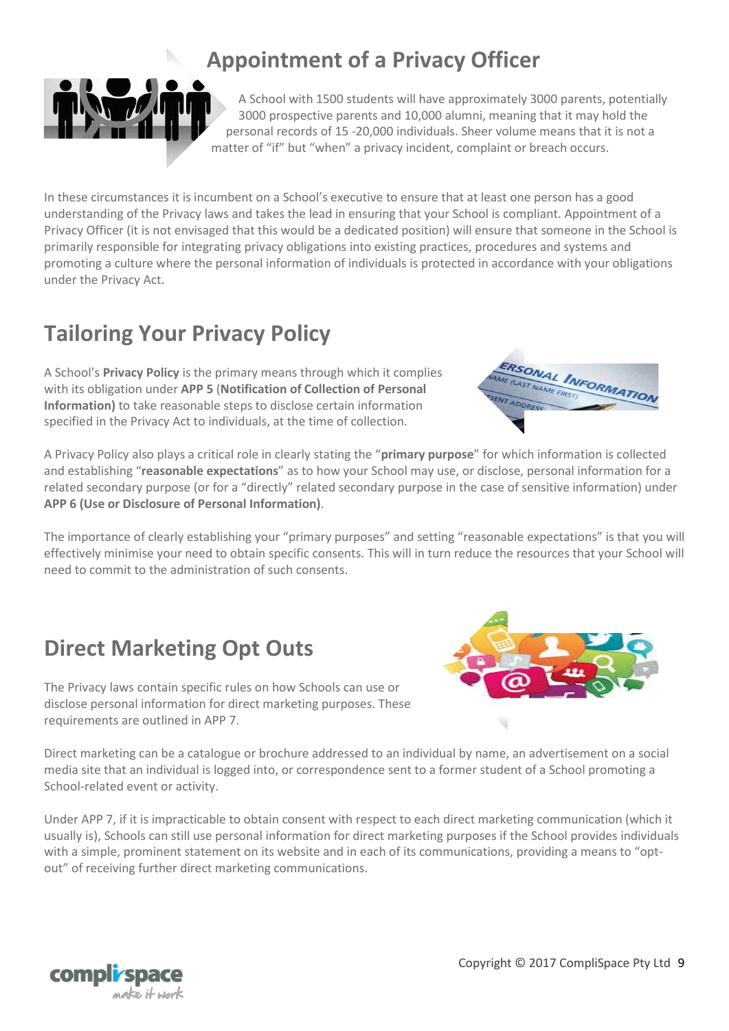## Appointment of a Privacy Officer

A School with 1500 students will have approximately 3000 parents, potentially 3000 prospective parents and 10,000 alumni, meaning that it may hold the personal records of 15 -20,000 individuals. Sheer volume means that it is not a matter of "if" but "when" a privacy incident, complaint or breach occurs.

In these circumstances it is incumbent on a School's executive to ensure that at least one person has a good understanding of the Privacy laws and takes the lead in ensuring that your School is compliant. Appointment of a Privacy Officer (it is not envisaged that this would be a dedicated position) will ensure that someone in the School is primarily responsible for integrating privacy obligations into existing practices, procedures and systems and promoting a culture where the personal information of individuals is protected in accordance with your obligations under the Privacy Act.

## Tailoring Your Privacy Policy

A School's **Privacy Policy** is the primary means through which it complies with its obligation under **APP 5** (**Notification of Collection of Personal Information)** to take reasonable steps to disclose certain information specified in the Privacy Act to individuals, at the time of collection.

A Privacy Policy also plays a critical role in clearly stating the "**primary purpose**" for which information is collected and establishing "**reasonable expectations**" as to how your School may use, or disclose, personal information for a related secondary purpose (or for a "directly" related secondary purpose in the case of sensitive information) under **APP 6 (Use or Disclosure of Personal Information)**.

The importance of clearly establishing your "primary purposes" and setting "reasonable expectations" is that you will effectively minimise your need to obtain specific consents. This will in turn reduce the resources that your School will need to commit to the administration of such consents.

## Direct Marketing Opt Outs

The Privacy laws contain specific rules on how Schools can use or disclose personal information for direct marketing purposes. These requirements are outlined in APP 7.

Direct marketing can be a catalogue or brochure addressed to an individual by name, an advertisement on a social media site that an individual is logged into, or correspondence sent to a former student of a School promoting a School-related event or activity.

Under APP 7, if it is impracticable to obtain consent with respect to each direct marketing communication (which it usually is), Schools can still use personal information for direct marketing purposes if the School provides individuals with a simple, prominent statement on its website and in each of its communications, providing a means to "opt-out" of receiving further direct marketing communications.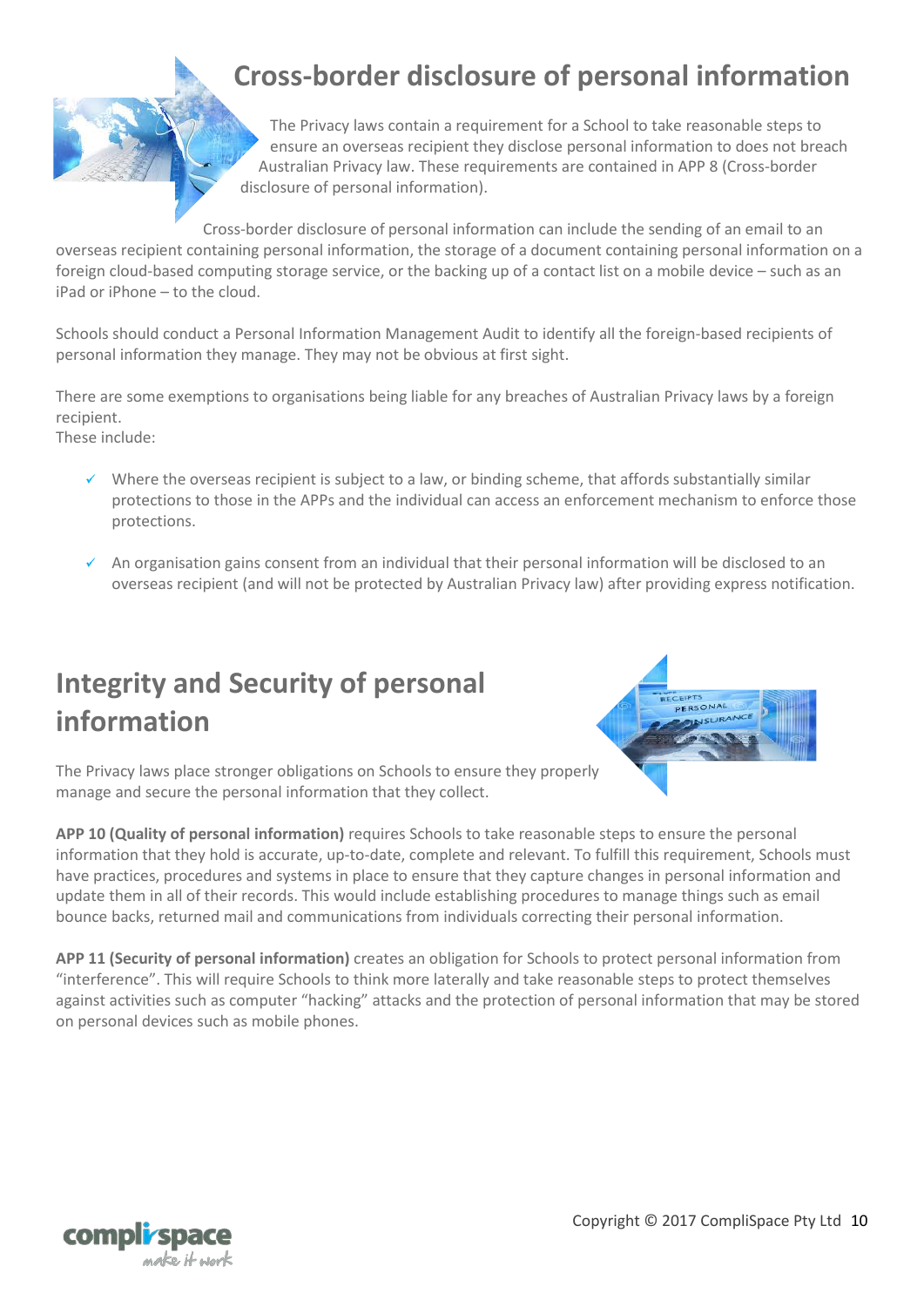## Cross-border disclosure of personal information

The Privacy laws contain a requirement for a School to take reasonable steps to ensure an overseas recipient they disclose personal information to does not breach Australian Privacy law. These requirements are contained in APP 8 (Cross-border disclosure of personal information).

Cross-border disclosure of personal information can include the sending of an email to an overseas recipient containing personal information, the storage of a document containing personal information on a foreign cloud-based computing storage service, or the backing up of a contact list on a mobile device – such as an iPad or iPhone – to the cloud.

Schools should conduct a Personal Information Management Audit to identify all the foreign-based recipients of personal information they manage. They may not be obvious at first sight.

There are some exemptions to organisations being liable for any breaches of Australian Privacy laws by a foreign recipient.
These include:

- ✓ Where the overseas recipient is subject to a law, or binding scheme, that affords substantially similar protections to those in the APPs and the individual can access an enforcement mechanism to enforce those protections.
- ✓ An organisation gains consent from an individual that their personal information will be disclosed to an overseas recipient (and will not be protected by Australian Privacy law) after providing express notification.

## Integrity and Security of personal information

The Privacy laws place stronger obligations on Schools to ensure they properly manage and secure the personal information that they collect.

**APP 10 (Quality of personal information)** requires Schools to take reasonable steps to ensure the personal information that they hold is accurate, up-to-date, complete and relevant. To fulfill this requirement, Schools must have practices, procedures and systems in place to ensure that they capture changes in personal information and update them in all of their records. This would include establishing procedures to manage things such as email bounce backs, returned mail and communications from individuals correcting their personal information.

**APP 11 (Security of personal information)** creates an obligation for Schools to protect personal information from "interference". This will require Schools to think more laterally and take reasonable steps to protect themselves against activities such as computer "hacking" attacks and the protection of personal information that may be stored on personal devices such as mobile phones.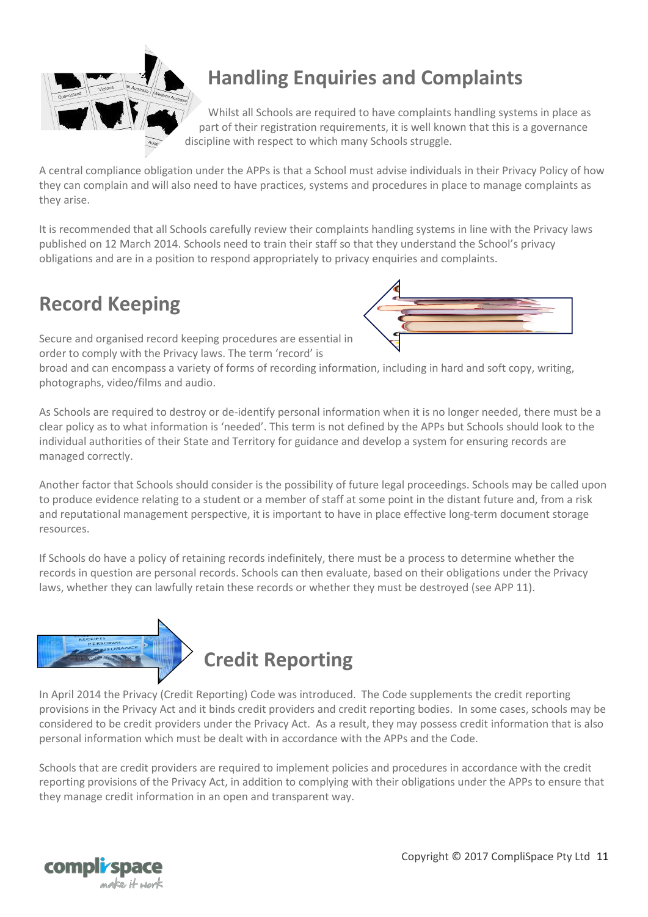## Handling Enquiries and Complaints

Whilst all Schools are required to have complaints handling systems in place as part of their registration requirements, it is well known that this is a governance discipline with respect to which many Schools struggle.

A central compliance obligation under the APPs is that a School must advise individuals in their Privacy Policy of how they can complain and will also need to have practices, systems and procedures in place to manage complaints as they arise.

It is recommended that all Schools carefully review their complaints handling systems in line with the Privacy laws published on 12 March 2014. Schools need to train their staff so that they understand the School's privacy obligations and are in a position to respond appropriately to privacy enquiries and complaints.

## Record Keeping

Secure and organised record keeping procedures are essential in order to comply with the Privacy laws. The term 'record' is broad and can encompass a variety of forms of recording information, including in hard and soft copy, writing, photographs, video/films and audio.

As Schools are required to destroy or de-identify personal information when it is no longer needed, there must be a clear policy as to what information is 'needed'. This term is not defined by the APPs but Schools should look to the individual authorities of their State and Territory for guidance and develop a system for ensuring records are managed correctly.

Another factor that Schools should consider is the possibility of future legal proceedings. Schools may be called upon to produce evidence relating to a student or a member of staff at some point in the distant future and, from a risk and reputational management perspective, it is important to have in place effective long-term document storage resources.

If Schools do have a policy of retaining records indefinitely, there must be a process to determine whether the records in question are personal records. Schools can then evaluate, based on their obligations under the Privacy laws, whether they can lawfully retain these records or whether they must be destroyed (see APP 11).

## Credit Reporting

In April 2014 the Privacy (Credit Reporting) Code was introduced. The Code supplements the credit reporting provisions in the Privacy Act and it binds credit providers and credit reporting bodies. In some cases, schools may be considered to be credit providers under the Privacy Act. As a result, they may possess credit information that is also personal information which must be dealt with in accordance with the APPs and the Code.

Schools that are credit providers are required to implement policies and procedures in accordance with the credit reporting provisions of the Privacy Act, in addition to complying with their obligations under the APPs to ensure that they manage credit information in an open and transparent way.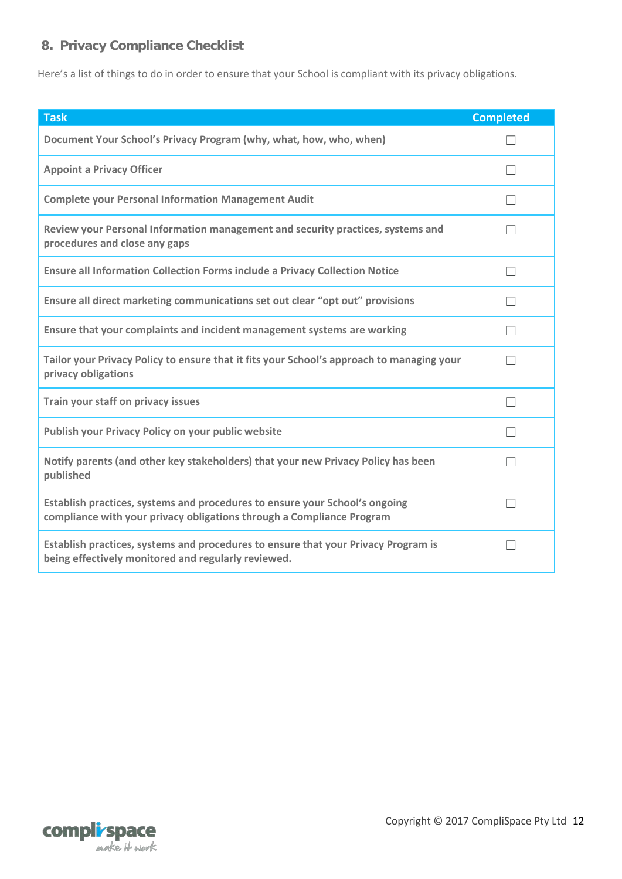## 8. Privacy Compliance Checklist

Here's a list of things to do in order to ensure that your School is compliant with its privacy obligations.

| Task | Completed |
|---|---|
| Document Your School's Privacy Program (why, what, how, who, when) | ☐ |
| Appoint a Privacy Officer | ☐ |
| Complete your Personal Information Management Audit | ☐ |
| Review your Personal Information management and security practices, systems and procedures and close any gaps | ☐ |
| Ensure all Information Collection Forms include a Privacy Collection Notice | ☐ |
| Ensure all direct marketing communications set out clear "opt out" provisions | ☐ |
| Ensure that your complaints and incident management systems are working | ☐ |
| Tailor your Privacy Policy to ensure that it fits your School's approach to managing your privacy obligations | ☐ |
| Train your staff on privacy issues | ☐ |
| Publish your Privacy Policy on your public website | ☐ |
| Notify parents (and other key stakeholders) that your new Privacy Policy has been published | ☐ |
| Establish practices, systems and procedures to ensure your School's ongoing compliance with your privacy obligations through a Compliance Program | ☐ |
| Establish practices, systems and procedures to ensure that your Privacy Program is being effectively monitored and regularly reviewed. | ☐ |

Copyright © 2017 CompliSpace Pty Ltd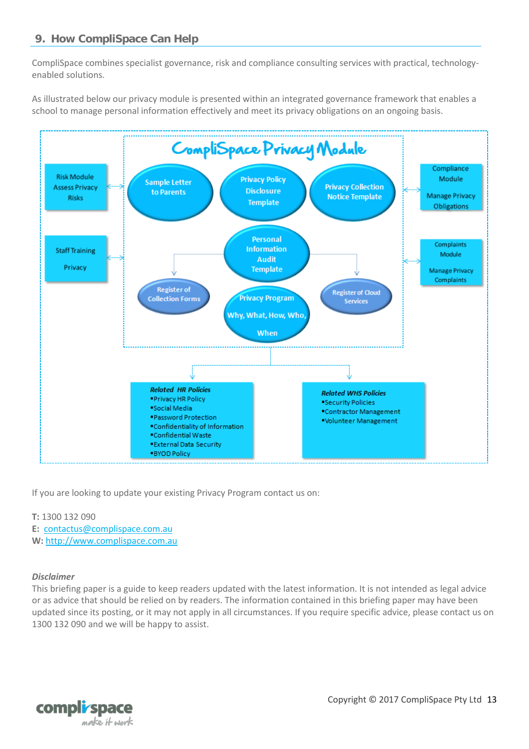## 9. How CompliSpace Can Help

CompliSpace combines specialist governance, risk and compliance consulting services with practical, technology-enabled solutions.

As illustrated below our privacy module is presented within an integrated governance framework that enables a school to manage personal information effectively and meet its privacy obligations on an ongoing basis.

CompliSpace Privacy Module

Risk Module
Assess Privacy
Risks

Staff Training
Privacy

Sample Letter to Parents

Privacy Policy Disclosure Template

Privacy Collection Notice Template

Personal Information Audit Template

Register of Collection Forms

Privacy Program
Why, What, How, Who, When

Register of Cloud Services

Compliance Module
Manage Privacy Obligations

Complaints Module
Manage Privacy Complaints

*Related HR Policies*
- Privacy HR Policy
- Social Media
- Password Protection
- Confidentiality of Information
- Confidential Waste
- External Data Security
- BYOD Policy

*Related WHS Policies*
- Security Policies
- Contractor Management
- Volunteer Management

If you are looking to update your existing Privacy Program contact us on:

**T:** 1300 132 090
**E:** contactus@complispace.com.au
**W:** http://www.complispace.com.au

***Disclaimer***
This briefing paper is a guide to keep readers updated with the latest information. It is not intended as legal advice or as advice that should be relied on by readers. The information contained in this briefing paper may have been updated since its posting, or it may not apply in all circumstances. If you require specific advice, please contact us on 1300 132 090 and we will be happy to assist.

complispace
make it work

Copyright © 2017 CompliSpace Pty Ltd